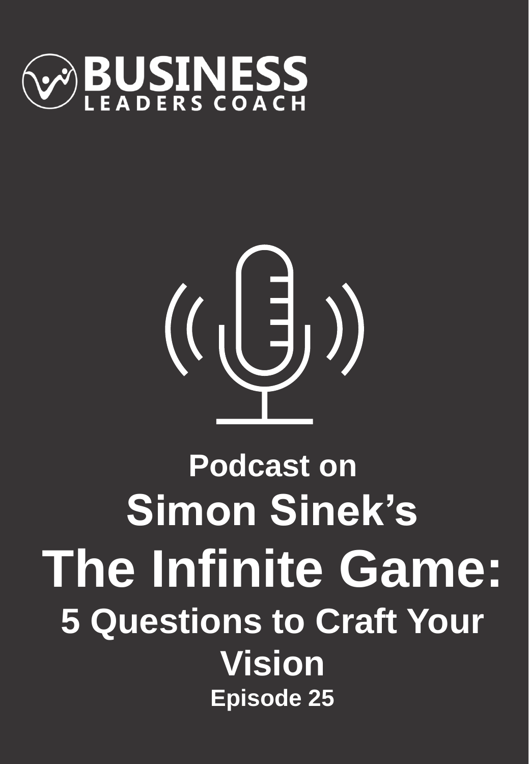**BUSINESS**
**LEADERS COACH**

# Podcast on Simon Sinek's The Infinite Game: 5 Questions to Craft Your Vision

**Episode 25**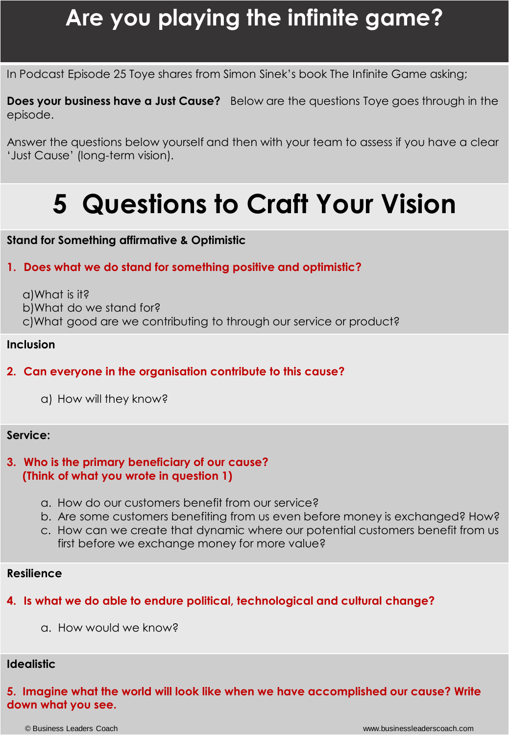# Are you playing the infinite game?

In Podcast Episode 25 Toye shares from Simon Sinek's book The Infinite Game asking;

**Does your business have a Just Cause?** Below are the questions Toye goes through in the episode.

Answer the questions below yourself and then with your team to assess if you have a clear 'Just Cause' (long-term vision).

# 5 Questions to Craft Your Vision

**Stand for Something affirmative & Optimistic**

**1. Does what we do stand for something positive and optimistic?**

a) What is it?
b) What do we stand for?
c) What good are we contributing to through our service or product?

**Inclusion**

**2. Can everyone in the organisation contribute to this cause?**

a) How will they know?

**Service:**

**3. Who is the primary beneficiary of our cause? (Think of what you wrote in question 1)**

a. How do our customers benefit from our service?
b. Are some customers benefiting from us even before money is exchanged? How?
c. How can we create that dynamic where our potential customers benefit from us first before we exchange money for more value?

**Resilience**

**4. Is what we do able to endure political, technological and cultural change?**

a. How would we know?

**Idealistic**

**5. Imagine what the world will look like when we have accomplished our cause? Write down what you see.**

© Business Leaders Coach www.businessleaderscoach.com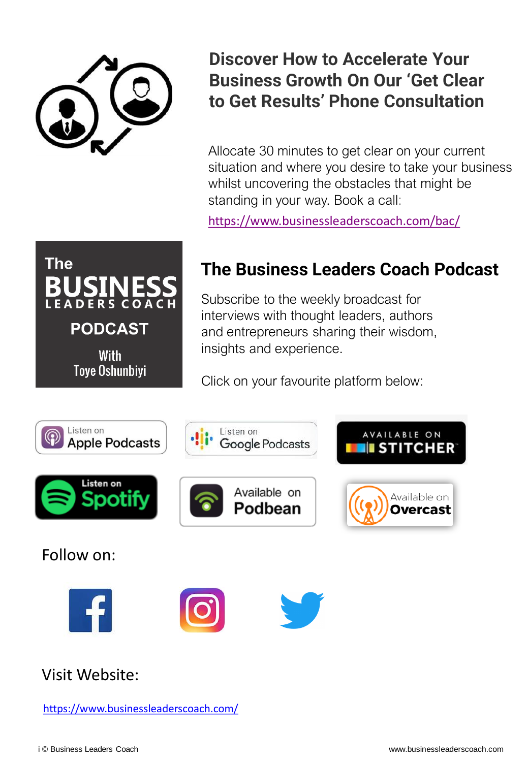## Discover How to Accelerate Your Business Growth On Our 'Get Clear to Get Results' Phone Consultation

Allocate 30 minutes to get clear on your current situation and where you desire to take your business whilst uncovering the obstacles that might be standing in your way. Book a call:

https://www.businessleaderscoach.com/bac/

The BUSINESS LEADERS COACH PODCAST With Toye Oshunbiyi

## The Business Leaders Coach Podcast

Subscribe to the weekly broadcast for interviews with thought leaders, authors and entrepreneurs sharing their wisdom, insights and experience.

Click on your favourite platform below:

Listen on Apple Podcasts

Listen on Google Podcasts

AVAILABLE ON STITCHER

Listen on Spotify

Available on Podbean

Available on Overcast

Follow on:

Visit Website:

https://www.businessleaderscoach.com/

i © Business Leaders Coach

www.businessleaderscoach.com